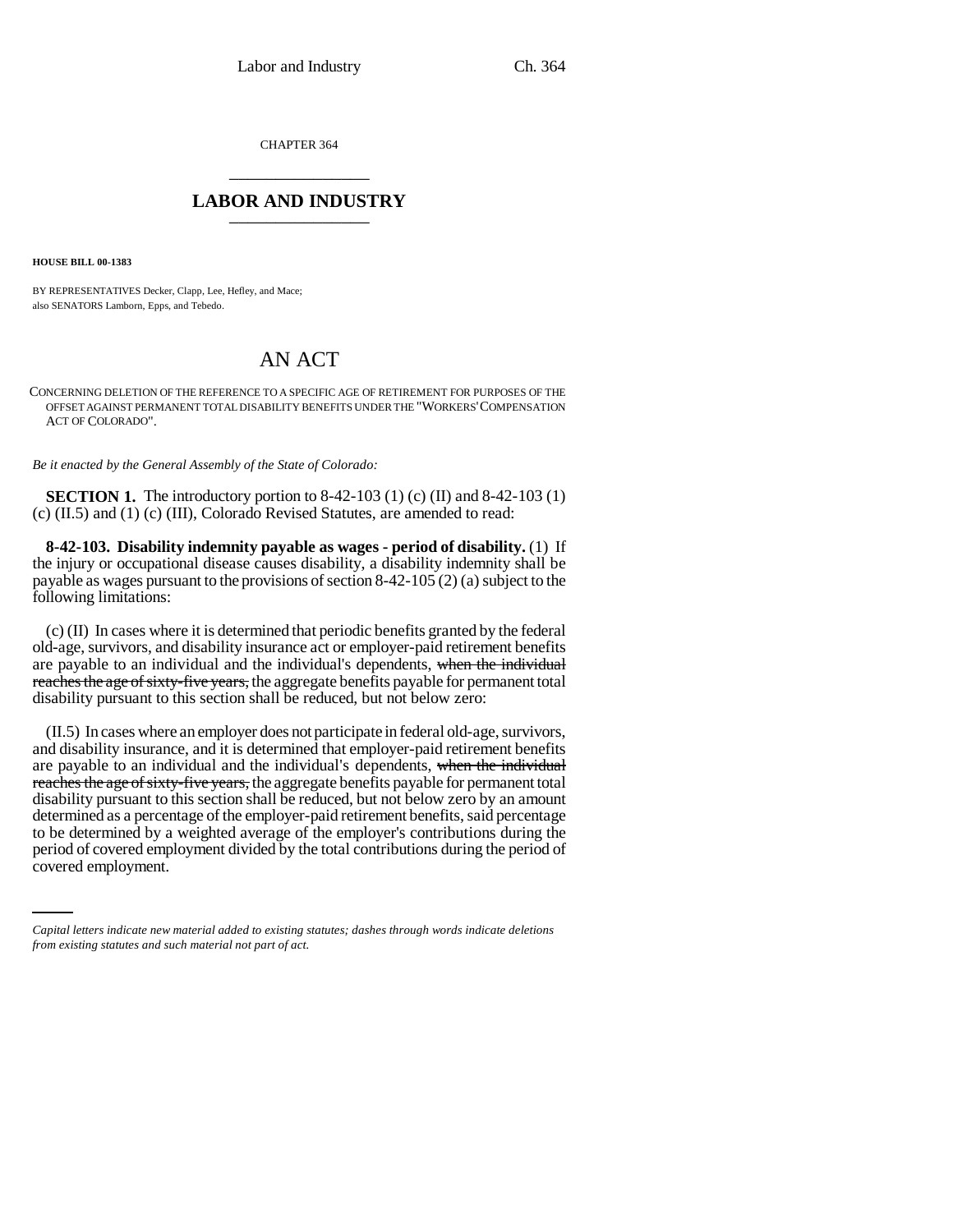CHAPTER 364

# LABOR AND INDUSTRY

**HOUSE BILL 00-1383**

BY REPRESENTATIVES Decker, Clapp, Lee, Hefley, and Mace;
also SENATORS Lamborn, Epps, and Tebedo.

# AN ACT

CONCERNING DELETION OF THE REFERENCE TO A SPECIFIC AGE OF RETIREMENT FOR PURPOSES OF THE OFFSET AGAINST PERMANENT TOTAL DISABILITY BENEFITS UNDER THE "WORKERS' COMPENSATION ACT OF COLORADO".

*Be it enacted by the General Assembly of the State of Colorado:*

**SECTION 1.** The introductory portion to 8-42-103 (1) (c) (II) and 8-42-103 (1) (c) (II.5) and (1) (c) (III), Colorado Revised Statutes, are amended to read:

**8-42-103. Disability indemnity payable as wages - period of disability.** (1) If the injury or occupational disease causes disability, a disability indemnity shall be payable as wages pursuant to the provisions of section 8-42-105 (2) (a) subject to the following limitations:

(c) (II) In cases where it is determined that periodic benefits granted by the federal old-age, survivors, and disability insurance act or employer-paid retirement benefits are payable to an individual and the individual's dependents, ~~when the individual reaches the age of sixty-five years,~~ the aggregate benefits payable for permanent total disability pursuant to this section shall be reduced, but not below zero:

(II.5) In cases where an employer does not participate in federal old-age, survivors, and disability insurance, and it is determined that employer-paid retirement benefits are payable to an individual and the individual's dependents, ~~when the individual reaches the age of sixty-five years,~~ the aggregate benefits payable for permanent total disability pursuant to this section shall be reduced, but not below zero by an amount determined as a percentage of the employer-paid retirement benefits, said percentage to be determined by a weighted average of the employer's contributions during the period of covered employment divided by the total contributions during the period of covered employment.

*Capital letters indicate new material added to existing statutes; dashes through words indicate deletions from existing statutes and such material not part of act.*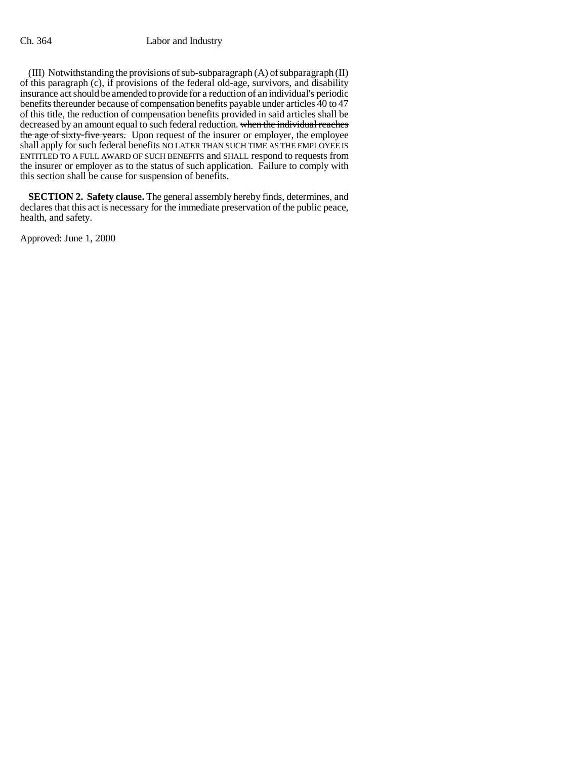(III) Notwithstanding the provisions of sub-subparagraph (A) of subparagraph (II) of this paragraph (c), if provisions of the federal old-age, survivors, and disability insurance act should be amended to provide for a reduction of an individual's periodic benefits thereunder because of compensation benefits payable under articles 40 to 47 of this title, the reduction of compensation benefits provided in said articles shall be decreased by an amount equal to such federal reduction. ~~when the individual reaches the age of sixty-five years.~~ Upon request of the insurer or employer, the employee shall apply for such federal benefits NO LATER THAN SUCH TIME AS THE EMPLOYEE IS ENTITLED TO A FULL AWARD OF SUCH BENEFITS and SHALL respond to requests from the insurer or employer as to the status of such application. Failure to comply with this section shall be cause for suspension of benefits.

**SECTION 2. Safety clause.** The general assembly hereby finds, determines, and declares that this act is necessary for the immediate preservation of the public peace, health, and safety.

Approved: June 1, 2000